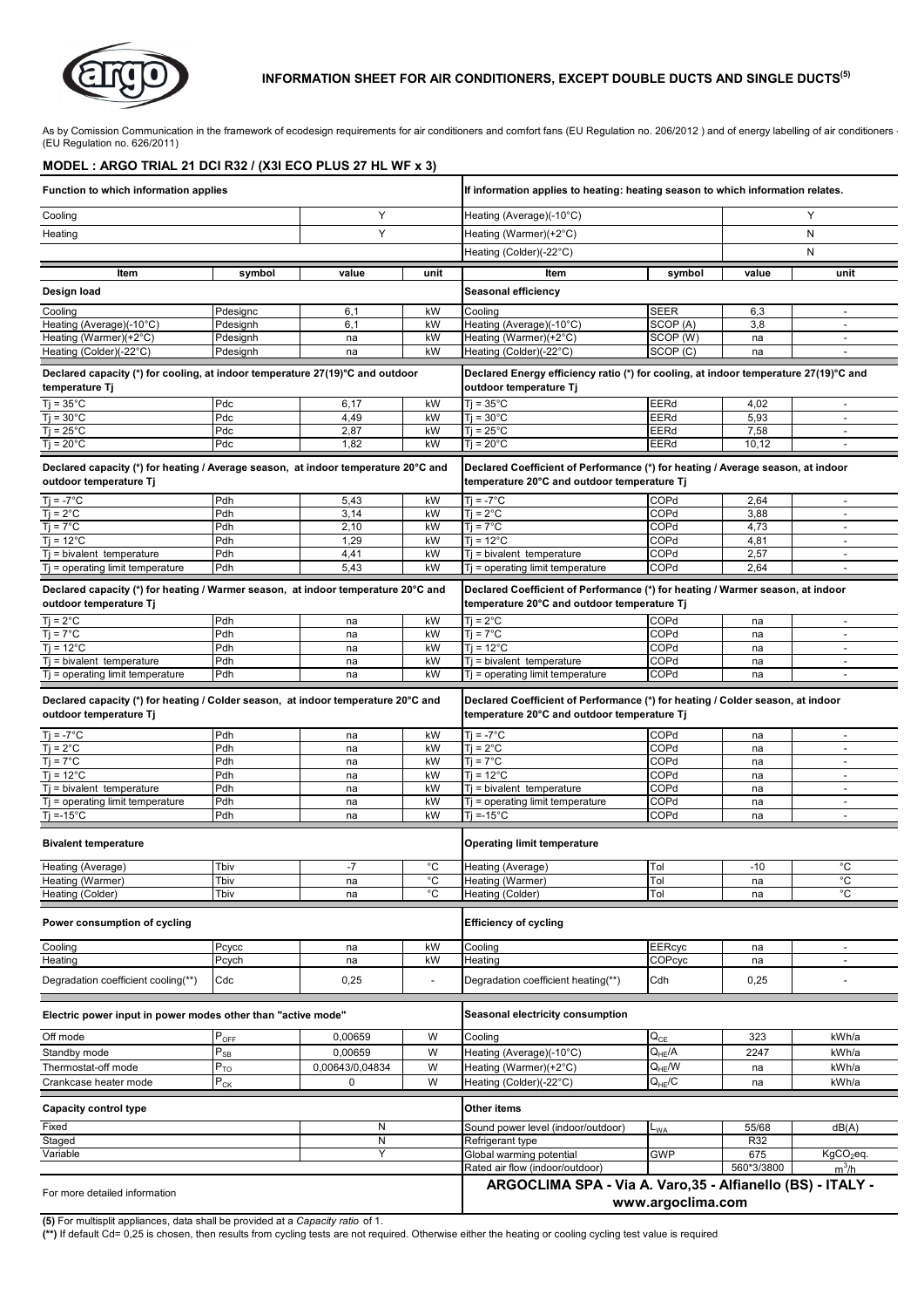# INFORMATION SHEET FOR AIR CONDITIONERS, EXCEPT DOUBLE DUCTS AND SINGLE DUCTS[5]

As by Comission Communication in the framework of ecodesign requirements for air conditioners and comfort fans (EU Regulation no. 206/2012 ) and of energy labelling of air conditioners (EU Regulation no. 626/2011)

## MODEL : ARGO TRIAL 21 DCI R32 / (X3I ECO PLUS 27 HL WF x 3)

| Function to which information applies | | | | If information applies to heating: heating season to which information relates. | | | |
|---|---|---|---|---|---|---|---|
| Cooling | | Y | | Heating (Average)(-10°C) | | Y | |
| Heating | | Y | | Heating (Warmer)(+2°C) | | N | |
| | | | | Heating (Colder)(-22°C) | | N | |
| **Item** | **symbol** | **value** | **unit** | **Item** | **symbol** | **value** | **unit** |
| **Design load** | | | | **Seasonal efficiency** | | | |
| Cooling | Pdesignc | 6,1 | kW | Cooling | SEER | 6,3 | - |
| Heating (Average)(-10°C) | Pdesignh | 6,1 | kW | Heating (Average)(-10°C) | SCOP (A) | 3,8 | - |
| Heating (Warmer)(+2°C) | Pdesignh | na | kW | Heating (Warmer)(+2°C) | SCOP (W) | na | - |
| Heating (Colder)(-22°C) | Pdesignh | na | kW | Heating (Colder)(-22°C) | SCOP (C) | na | - |
| **Declared capacity (\*) for cooling, at indoor temperature 27(19)°C and outdoor temperature Tj** | | | | **Declared Energy efficiency ratio (\*) for cooling, at indoor temperature 27(19)°C and outdoor temperature Tj** | | | |
| Tj = 35°C | Pdc | 6,17 | kW | Tj = 35°C | EERd | 4,02 | - |
| Tj = 30°C | Pdc | 4,49 | kW | Tj = 30°C | EERd | 5,93 | - |
| Tj = 25°C | Pdc | 2,87 | kW | Tj = 25°C | EERd | 7,58 | - |
| Tj = 20°C | Pdc | 1,82 | kW | Tj = 20°C | EERd | 10,12 | - |
| **Declared capacity (\*) for heating / Average season, at indoor temperature 20°C and outdoor temperature Tj** | | | | **Declared Coefficient of Performance (\*) for heating / Average season, at indoor temperature 20°C and outdoor temperature Tj** | | | |
| Tj = -7°C | Pdh | 5,43 | kW | Tj = -7°C | COPd | 2,64 | - |
| Tj = 2°C | Pdh | 3,14 | kW | Tj = 2°C | COPd | 3,88 | - |
| Tj = 7°C | Pdh | 2,10 | kW | Tj = 7°C | COPd | 4,73 | - |
| Tj = 12°C | Pdh | 1,29 | kW | Tj = 12°C | COPd | 4,81 | - |
| Tj = bivalent temperature | Pdh | 4,41 | kW | Tj = bivalent temperature | COPd | 2,57 | - |
| Tj = operating limit temperature | Pdh | 5,43 | kW | Tj = operating limit temperature | COPd | 2,64 | - |
| **Declared capacity (\*) for heating / Warmer season, at indoor temperature 20°C and outdoor temperature Tj** | | | | **Declared Coefficient of Performance (\*) for heating / Warmer season, at indoor temperature 20°C and outdoor temperature Tj** | | | |
| Tj = 2°C | Pdh | na | kW | Tj = 2°C | COPd | na | - |
| Tj = 7°C | Pdh | na | kW | Tj = 7°C | COPd | na | - |
| Tj = 12°C | Pdh | na | kW | Tj = 12°C | COPd | na | - |
| Tj = bivalent temperature | Pdh | na | kW | Tj = bivalent temperature | COPd | na | - |
| Tj = operating limit temperature | Pdh | na | kW | Tj = operating limit temperature | COPd | na | - |
| **Declared capacity (\*) for heating / Colder season, at indoor temperature 20°C and outdoor temperature Tj** | | | | **Declared Coefficient of Performance (\*) for heating / Colder season, at indoor temperature 20°C and outdoor temperature Tj** | | | |
| Tj = -7°C | Pdh | na | kW | Tj = -7°C | COPd | na | - |
| Tj = 2°C | Pdh | na | kW | Tj = 2°C | COPd | na | - |
| Tj = 7°C | Pdh | na | kW | Tj = 7°C | COPd | na | - |
| Tj = 12°C | Pdh | na | kW | Tj = 12°C | COPd | na | - |
| Tj = bivalent temperature | Pdh | na | kW | Tj = bivalent temperature | COPd | na | - |
| Tj = operating limit temperature | Pdh | na | kW | Tj = operating limit temperature | COPd | na | - |
| Tj =-15°C | Pdh | na | kW | Tj =-15°C | COPd | na | - |
| **Bivalent temperature** | | | | **Operating limit temperature** | | | |
| Heating (Average) | Tbiv | -7 | °C | Heating (Average) | Tol | -10 | °C |
| Heating (Warmer) | Tbiv | na | °C | Heating (Warmer) | Tol | na | °C |
| Heating (Colder) | Tbiv | na | °C | Heating (Colder) | Tol | na | °C |
| **Power consumption of cycling** | | | | **Efficiency of cycling** | | | |
| Cooling | Pcycc | na | kW | Cooling | EERcyc | na | - |
| Heating | Pcych | na | kW | Heating | COPcyc | na | - |
| Degradation coefficient cooling(\*\*) | Cdc | 0,25 | - | Degradation coefficient heating(\*\*) | Cdh | 0,25 | - |
| **Electric power input in power modes other than "active mode"** | | | | **Seasonal electricity consumption** | | | |
| Off mode | $P_{OFF}$ | 0,00659 | W | Cooling | $Q_{CE}$ | 323 | kWh/a |
| Standby mode | $P_{SB}$ | 0,00659 | W | Heating (Average)(-10°C) | $Q_{HE}/A$ | 2247 | kWh/a |
| Thermostat-off mode | $P_{TO}$ | 0,00643/0,04834 | W | Heating (Warmer)(+2°C) | $Q_{HE}/W$ | na | kWh/a |
| Crankcase heater mode | $P_{CK}$ | 0 | W | Heating (Colder)(-22°C) | $Q_{HE}/C$ | na | kWh/a |
| **Capacity control type** | | | | **Other items** | | | |
| Fixed | | N | | Sound power level (indoor/outdoor) | $L_{WA}$ | 55/68 | dB(A) |
| Staged | | N | | Refrigerant type | | R32 | |
| Variable | | Y | | Global warming potential | GWP | 675 | $KgCO_2$eq. |
| | | | | Rated air flow (indoor/outdoor) | | 560\*3/3800 | $m^3/h$ |
| For more detailed information | | | | **ARGOCLIMA SPA - Via A. Varo,35 - Alfianello (BS) - ITALY - www.argoclima.com** | | | |

**(5)** For multisplit appliances, data shall be provided at a *Capacity ratio* of 1.

**(\*\*)** If default Cd= 0,25 is chosen, then results from cycling tests are not required. Otherwise either the heating or cooling cycling test value is required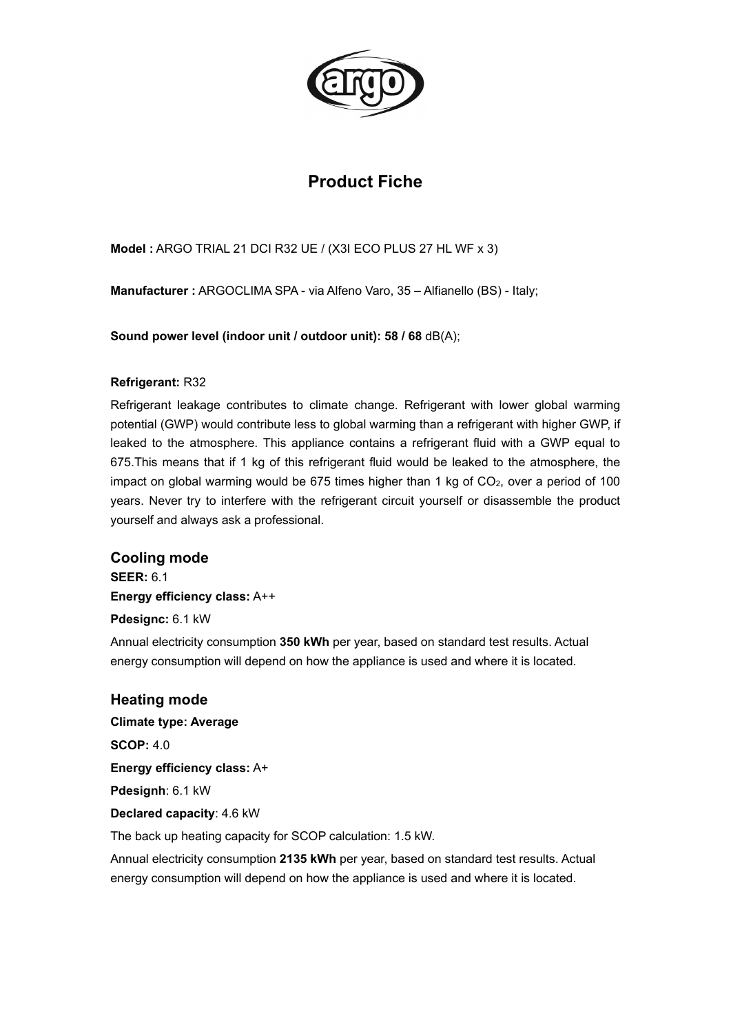# Product Fiche

**Model :** ARGO TRIAL 21 DCI R32 UE / (X3I ECO PLUS 27 HL WF x 3)

**Manufacturer :** ARGOCLIMA SPA - via Alfeno Varo, 35 – Alfianello (BS) - Italy;

**Sound power level (indoor unit / outdoor unit): 58 / 68** dB(A);

**Refrigerant:** R32

Refrigerant leakage contributes to climate change. Refrigerant with lower global warming potential (GWP) would contribute less to global warming than a refrigerant with higher GWP, if leaked to the atmosphere. This appliance contains a refrigerant fluid with a GWP equal to 675.This means that if 1 kg of this refrigerant fluid would be leaked to the atmosphere, the impact on global warming would be 675 times higher than 1 kg of $CO_2$, over a period of 100 years. Never try to interfere with the refrigerant circuit yourself or disassemble the product yourself and always ask a professional.

## Cooling mode

**SEER:** 6.1

**Energy efficiency class:** A++

**Pdesignc:** 6.1 kW

Annual electricity consumption **350 kWh** per year, based on standard test results. Actual energy consumption will depend on how the appliance is used and where it is located.

## Heating mode

**Climate type: Average**

**SCOP:** 4.0

**Energy efficiency class:** A+

**Pdesignh**: 6.1 kW

**Declared capacity**: 4.6 kW

The back up heating capacity for SCOP calculation: 1.5 kW.

Annual electricity consumption **2135 kWh** per year, based on standard test results. Actual energy consumption will depend on how the appliance is used and where it is located.